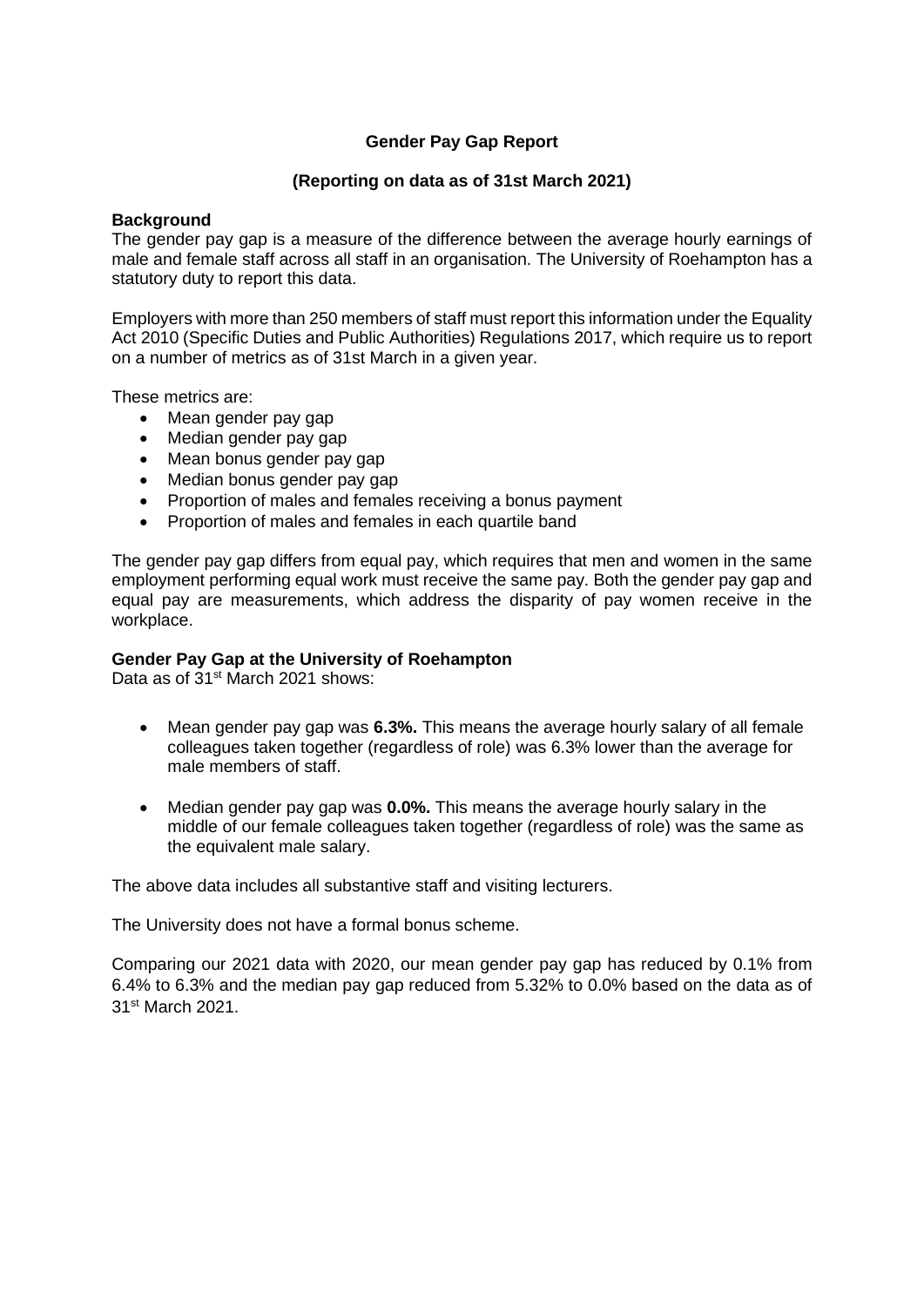# Gender Pay Gap Report

## (Reporting on data as of 31st March 2021)

**Background**

The gender pay gap is a measure of the difference between the average hourly earnings of male and female staff across all staff in an organisation. The University of Roehampton has a statutory duty to report this data.

Employers with more than 250 members of staff must report this information under the Equality Act 2010 (Specific Duties and Public Authorities) Regulations 2017, which require us to report on a number of metrics as of 31st March in a given year.

These metrics are:

- Mean gender pay gap
- Median gender pay gap
- Mean bonus gender pay gap
- Median bonus gender pay gap
- Proportion of males and females receiving a bonus payment
- Proportion of males and females in each quartile band

The gender pay gap differs from equal pay, which requires that men and women in the same employment performing equal work must receive the same pay. Both the gender pay gap and equal pay are measurements, which address the disparity of pay women receive in the workplace.

**Gender Pay Gap at the University of Roehampton**

Data as of 31st March 2021 shows:

- Mean gender pay gap was **6.3%.** This means the average hourly salary of all female colleagues taken together (regardless of role) was 6.3% lower than the average for male members of staff.

- Median gender pay gap was **0.0%.** This means the average hourly salary in the middle of our female colleagues taken together (regardless of role) was the same as the equivalent male salary.

The above data includes all substantive staff and visiting lecturers.

The University does not have a formal bonus scheme.

Comparing our 2021 data with 2020, our mean gender pay gap has reduced by 0.1% from 6.4% to 6.3% and the median pay gap reduced from 5.32% to 0.0% based on the data as of 31st March 2021.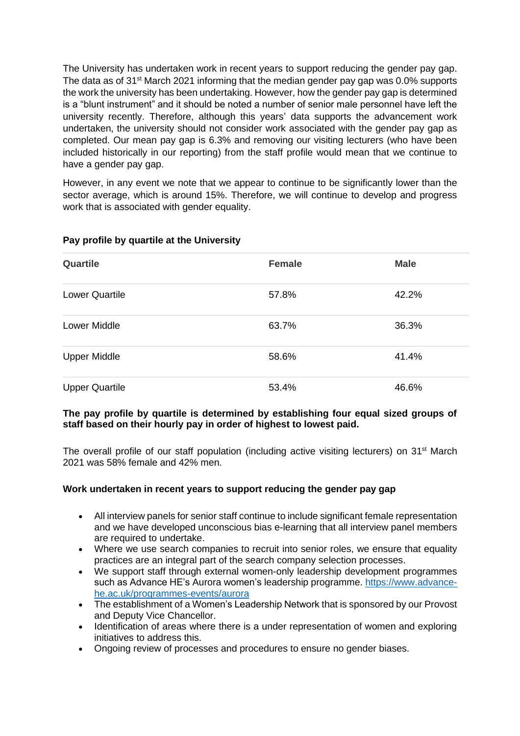The University has undertaken work in recent years to support reducing the gender pay gap. The data as of 31st March 2021 informing that the median gender pay gap was 0.0% supports the work the university has been undertaking. However, how the gender pay gap is determined is a "blunt instrument" and it should be noted a number of senior male personnel have left the university recently. Therefore, although this years' data supports the advancement work undertaken, the university should not consider work associated with the gender pay gap as completed. Our mean pay gap is 6.3% and removing our visiting lecturers (who have been included historically in our reporting) from the staff profile would mean that we continue to have a gender pay gap.

However, in any event we note that we appear to continue to be significantly lower than the sector average, which is around 15%. Therefore, we will continue to develop and progress work that is associated with gender equality.

**Pay profile by quartile at the University**

| Quartile | Female | Male |
|---|---|---|
| Lower Quartile | 57.8% | 42.2% |
| Lower Middle | 63.7% | 36.3% |
| Upper Middle | 58.6% | 41.4% |
| Upper Quartile | 53.4% | 46.6% |

**The pay profile by quartile is determined by establishing four equal sized groups of staff based on their hourly pay in order of highest to lowest paid.**

The overall profile of our staff population (including active visiting lecturers) on 31st March 2021 was 58% female and 42% men.

**Work undertaken in recent years to support reducing the gender pay gap**

- All interview panels for senior staff continue to include significant female representation and we have developed unconscious bias e-learning that all interview panel members are required to undertake.
- Where we use search companies to recruit into senior roles, we ensure that equality practices are an integral part of the search company selection processes.
- We support staff through external women-only leadership development programmes such as Advance HE's Aurora women's leadership programme. https://www.advance-he.ac.uk/programmes-events/aurora
- The establishment of a Women's Leadership Network that is sponsored by our Provost and Deputy Vice Chancellor.
- Identification of areas where there is a under representation of women and exploring initiatives to address this.
- Ongoing review of processes and procedures to ensure no gender biases.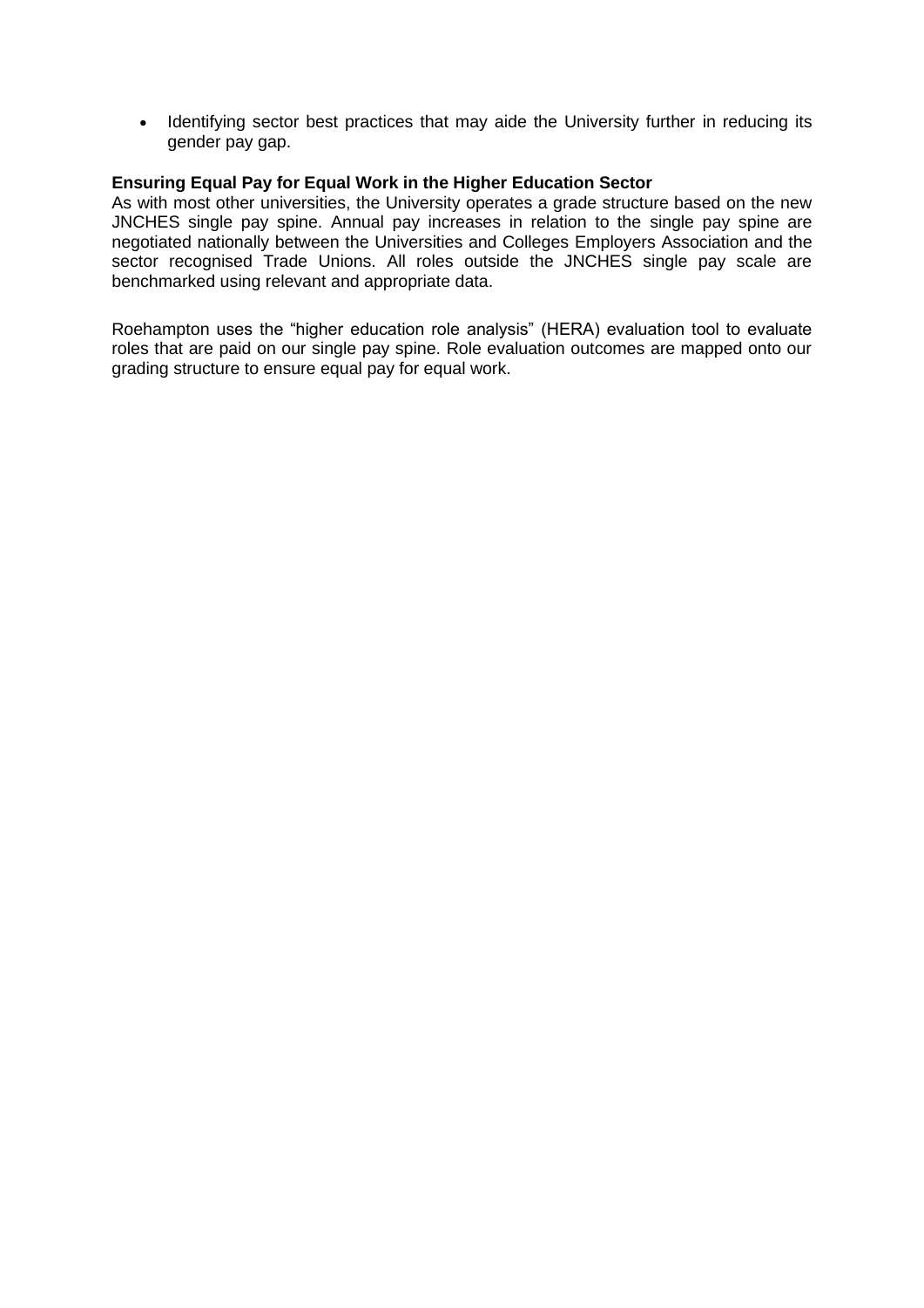- Identifying sector best practices that may aide the University further in reducing its gender pay gap.

**Ensuring Equal Pay for Equal Work in the Higher Education Sector**

As with most other universities, the University operates a grade structure based on the new JNCHES single pay spine. Annual pay increases in relation to the single pay spine are negotiated nationally between the Universities and Colleges Employers Association and the sector recognised Trade Unions. All roles outside the JNCHES single pay scale are benchmarked using relevant and appropriate data.

Roehampton uses the "higher education role analysis" (HERA) evaluation tool to evaluate roles that are paid on our single pay spine. Role evaluation outcomes are mapped onto our grading structure to ensure equal pay for equal work.